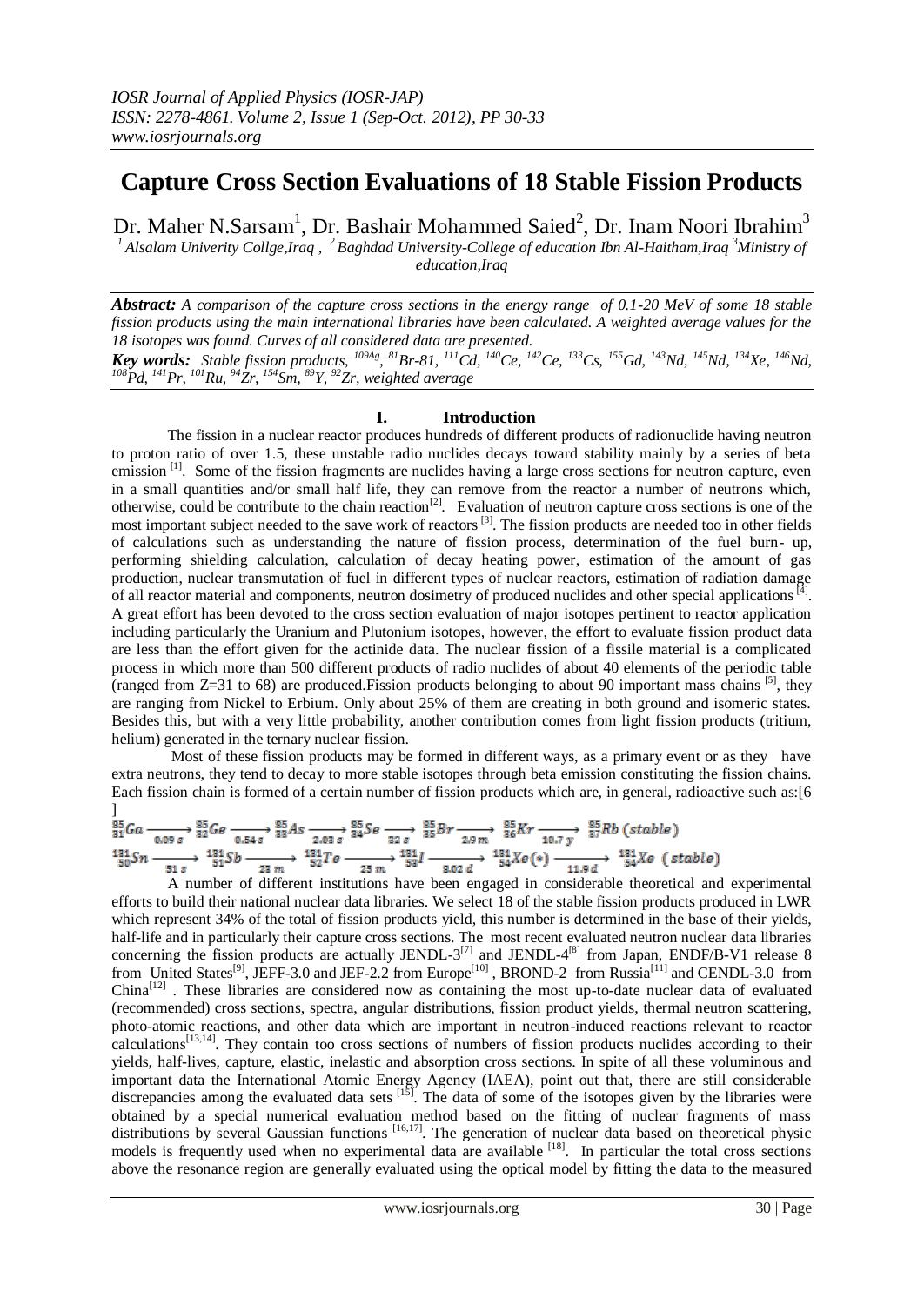*IOSR Journal of Applied Physics (IOSR-JAP)*
*ISSN: 2278-4861. Volume 2, Issue 1 (Sep-Oct. 2012), PP 30-33*
*www.iosrjournals.org*

# Capture Cross Section Evaluations of 18 Stable Fission Products

Dr. Maher N.Sarsam[1], Dr. Bashair Mohammed Saied[2], Dr. Inam Noori Ibrahim[3]

*[1] Alsalam Univerity Collge,Iraq , [2] Baghdad University-College of education Ibn Al-Haitham,Iraq [3]Ministry of education,Iraq*

***Abstract:*** *A comparison of the capture cross sections in the energy range of 0.1-20 MeV of some 18 stable fission products using the main international libraries have been calculated. A weighted average values for the 18 isotopes was found. Curves of all considered data are presented.*

***Key words:*** *Stable fission products, $^{109}Ag$, $^{81}Br$-81, $^{111}Cd$, $^{140}Ce$, $^{142}Ce$, $^{133}Cs$, $^{155}Gd$, $^{143}Nd$, $^{145}Nd$, $^{134}Xe$, $^{146}Nd$, $^{108}Pd$, $^{141}Pr$, $^{101}Ru$, $^{94}Zr$, $^{154}Sm$, $^{89}Y$, $^{92}Zr$, weighted average*

## I. Introduction

The fission in a nuclear reactor produces hundreds of different products of radionuclide having neutron to proton ratio of over 1.5, these unstable radio nuclides decays toward stability mainly by a series of beta emission [1]. Some of the fission fragments are nuclides having a large cross sections for neutron capture, even in a small quantities and/or small half life, they can remove from the reactor a number of neutrons which, otherwise, could be contribute to the chain reaction[2]. Evaluation of neutron capture cross sections is one of the most important subject needed to the save work of reactors [3]. The fission products are needed too in other fields of calculations such as understanding the nature of fission process, determination of the fuel burn- up, performing shielding calculation, calculation of decay heating power, estimation of the amount of gas production, nuclear transmutation of fuel in different types of nuclear reactors, estimation of radiation damage of all reactor material and components, neutron dosimetry of produced nuclides and other special applications [4]. A great effort has been devoted to the cross section evaluation of major isotopes pertinent to reactor application including particularly the Uranium and Plutonium isotopes, however, the effort to evaluate fission product data are less than the effort given for the actinide data. The nuclear fission of a fissile material is a complicated process in which more than 500 different products of radio nuclides of about 40 elements of the periodic table (ranged from Z=31 to 68) are produced.Fission products belonging to about 90 important mass chains [5], they are ranging from Nickel to Erbium. Only about 25% of them are creating in both ground and isomeric states. Besides this, but with a very little probability, another contribution comes from light fission products (tritium, helium) generated in the ternary nuclear fission.

Most of these fission products may be formed in different ways, as a primary event or as they have extra neutrons, they tend to decay to more stable isotopes through beta emission constituting the fission chains. Each fission chain is formed of a certain number of fission products which are, in general, radioactive such as:[6]

$$^{85}_{31}Ga \xrightarrow[0.09\,s]{} {}^{85}_{32}Ge \xrightarrow[0.54\,s]{} {}^{85}_{33}As \xrightarrow[2.03\,s]{} {}^{85}_{34}Se \xrightarrow[32\,s]{} {}^{85}_{35}Br \xrightarrow[2.9\,m]{} {}^{85}_{36}Kr \xrightarrow[10.7\,y]{} {}^{85}_{37}Rb\ (stable)$$

$$^{131}_{50}Sn \xrightarrow[51\,s]{} {}^{131}_{51}Sb \xrightarrow[23\,m]{} {}^{131}_{52}Te \xrightarrow[25\,m]{} {}^{131}_{53}I \xrightarrow[8.02\,d]{} {}^{131}_{54}Xe(*) \xrightarrow[11.9\,d]{} {}^{131}_{54}Xe\ \ (stable)$$

A number of different institutions have been engaged in considerable theoretical and experimental efforts to build their national nuclear data libraries. We select 18 of the stable fission products produced in LWR which represent 34% of the total of fission products yield, this number is determined in the base of their yields, half-life and in particularly their capture cross sections. The most recent evaluated neutron nuclear data libraries concerning the fission products are actually JENDL-3[7] and JENDL-4[8] from Japan, ENDF/B-V1 release 8 from United States[9], JEFF-3.0 and JEF-2.2 from Europe[10] , BROND-2 from Russia[11] and CENDL-3.0 from China[12] . These libraries are considered now as containing the most up-to-date nuclear data of evaluated (recommended) cross sections, spectra, angular distributions, fission product yields, thermal neutron scattering, photo-atomic reactions, and other data which are important in neutron-induced reactions relevant to reactor calculations[13,14]. They contain too cross sections of numbers of fission products nuclides according to their yields, half-lives, capture, elastic, inelastic and absorption cross sections. In spite of all these voluminous and important data the International Atomic Energy Agency (IAEA), point out that, there are still considerable discrepancies among the evaluated data sets [15]. The data of some of the isotopes given by the libraries were obtained by a special numerical evaluation method based on the fitting of nuclear fragments of mass distributions by several Gaussian functions [16,17]. The generation of nuclear data based on theoretical physic models is frequently used when no experimental data are available [18]. In particular the total cross sections above the resonance region are generally evaluated using the optical model by fitting the data to the measured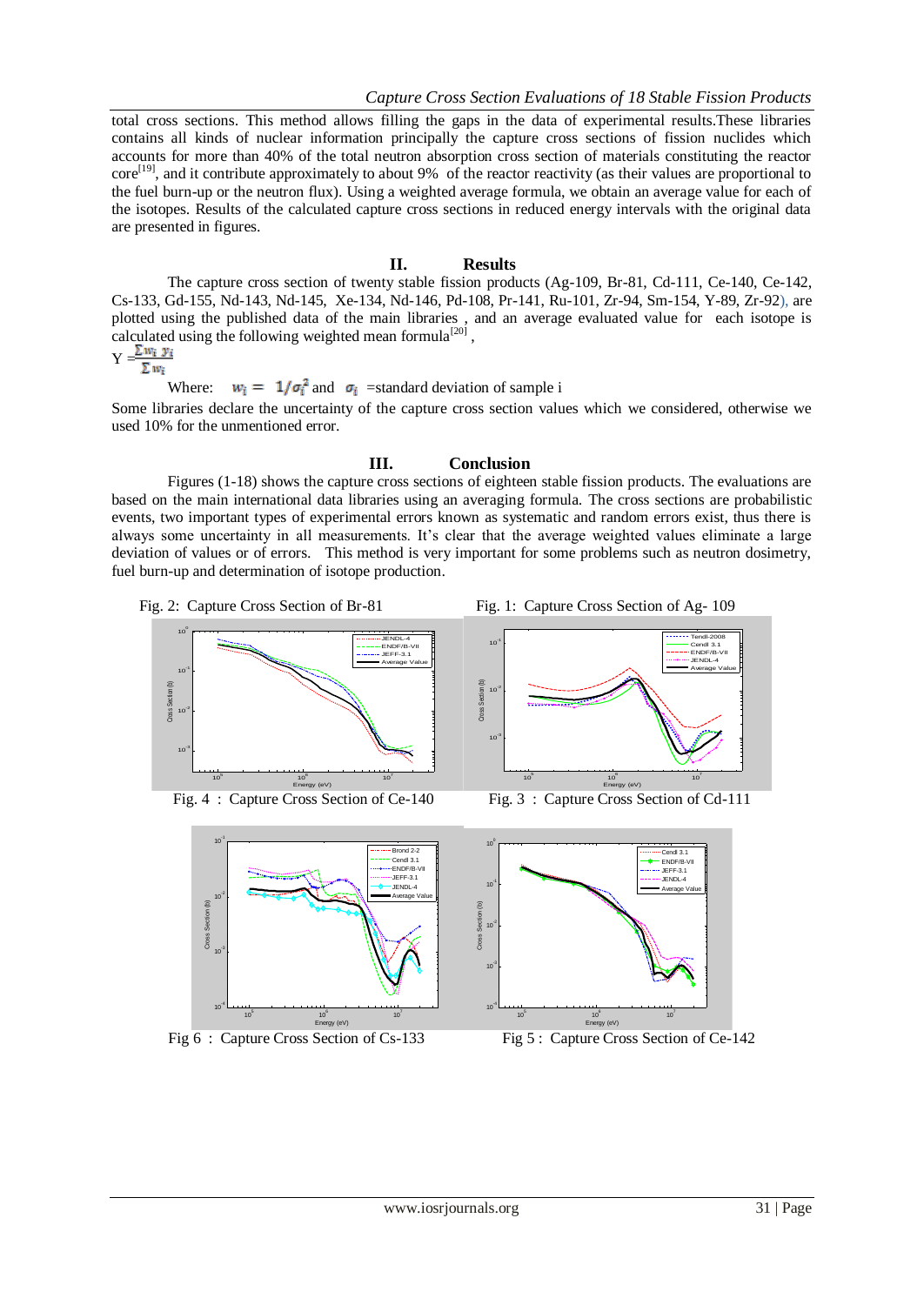total cross sections. This method allows filling the gaps in the data of experimental results.These libraries contains all kinds of nuclear information principally the capture cross sections of fission nuclides which accounts for more than 40% of the total neutron absorption cross section of materials constituting the reactor core[19], and it contribute approximately to about 9% of the reactor reactivity (as their values are proportional to the fuel burn-up or the neutron flux). Using a weighted average formula, we obtain an average value for each of the isotopes. Results of the calculated capture cross sections in reduced energy intervals with the original data are presented in figures.

## II. Results

The capture cross section of twenty stable fission products (Ag-109, Br-81, Cd-111, Ce-140, Ce-142, Cs-133, Gd-155, Nd-143, Nd-145, Xe-134, Nd-146, Pd-108, Pr-141, Ru-101, Zr-94, Sm-154, Y-89, Zr-92), are plotted using the published data of the main libraries , and an average evaluated value for each isotope is calculated using the following weighted mean formula[20] ,

$$Y = \frac{\sum w_i \, y_i}{\sum w_i}$$

Where: $w_i = 1/\sigma_i^2$ and $\sigma_i$ =standard deviation of sample i

Some libraries declare the uncertainty of the capture cross section values which we considered, otherwise we used 10% for the unmentioned error.

## III. Conclusion

Figures (1-18) shows the capture cross sections of eighteen stable fission products. The evaluations are based on the main international data libraries using an averaging formula. The cross sections are probabilistic events, two important types of experimental errors known as systematic and random errors exist, thus there is always some uncertainty in all measurements. It's clear that the average weighted values eliminate a large deviation of values or of errors. This method is very important for some problems such as neutron dosimetry, fuel burn-up and determination of isotope production.

Fig. 2: Capture Cross Section of Br-81

Fig. 1: Capture Cross Section of Ag- 109

Fig. 4 : Capture Cross Section of Ce-140

Fig. 3 : Capture Cross Section of Cd-111

Fig 6 : Capture Cross Section of Cs-133

Fig 5 : Capture Cross Section of Ce-142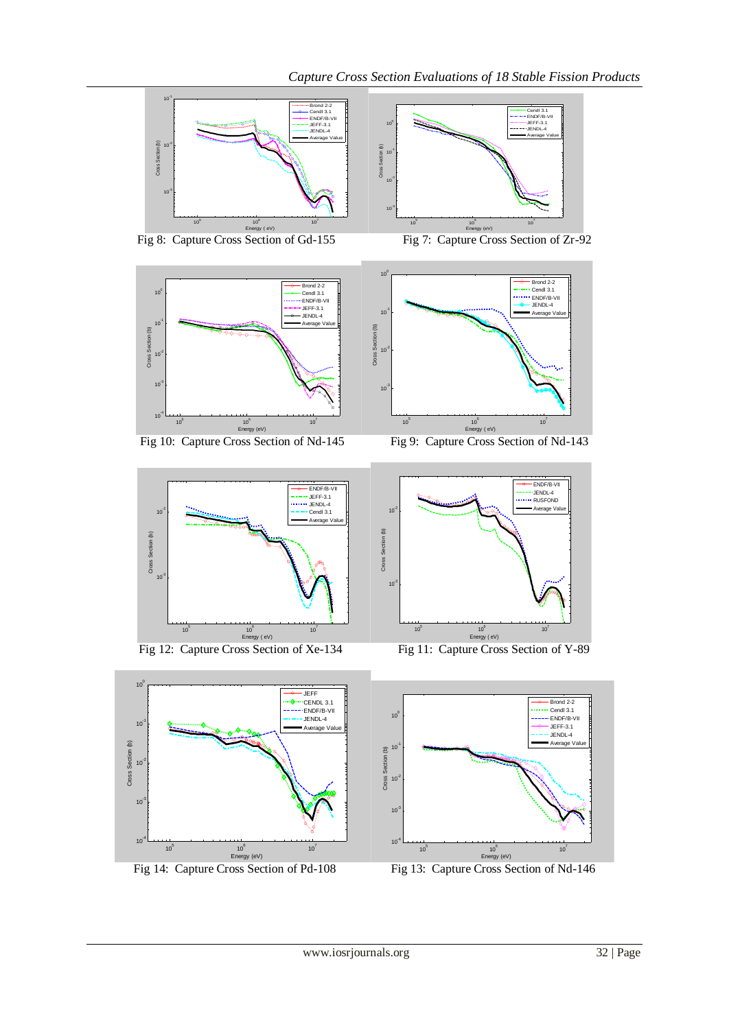Fig 8: Capture Cross Section of Gd-155

Fig 7: Capture Cross Section of Zr-92

Fig 10: Capture Cross Section of Nd-145

Fig 9: Capture Cross Section of Nd-143

Fig 12: Capture Cross Section of Xe-134

Fig 11: Capture Cross Section of Y-89

Fig 14: Capture Cross Section of Pd-108

Fig 13: Capture Cross Section of Nd-146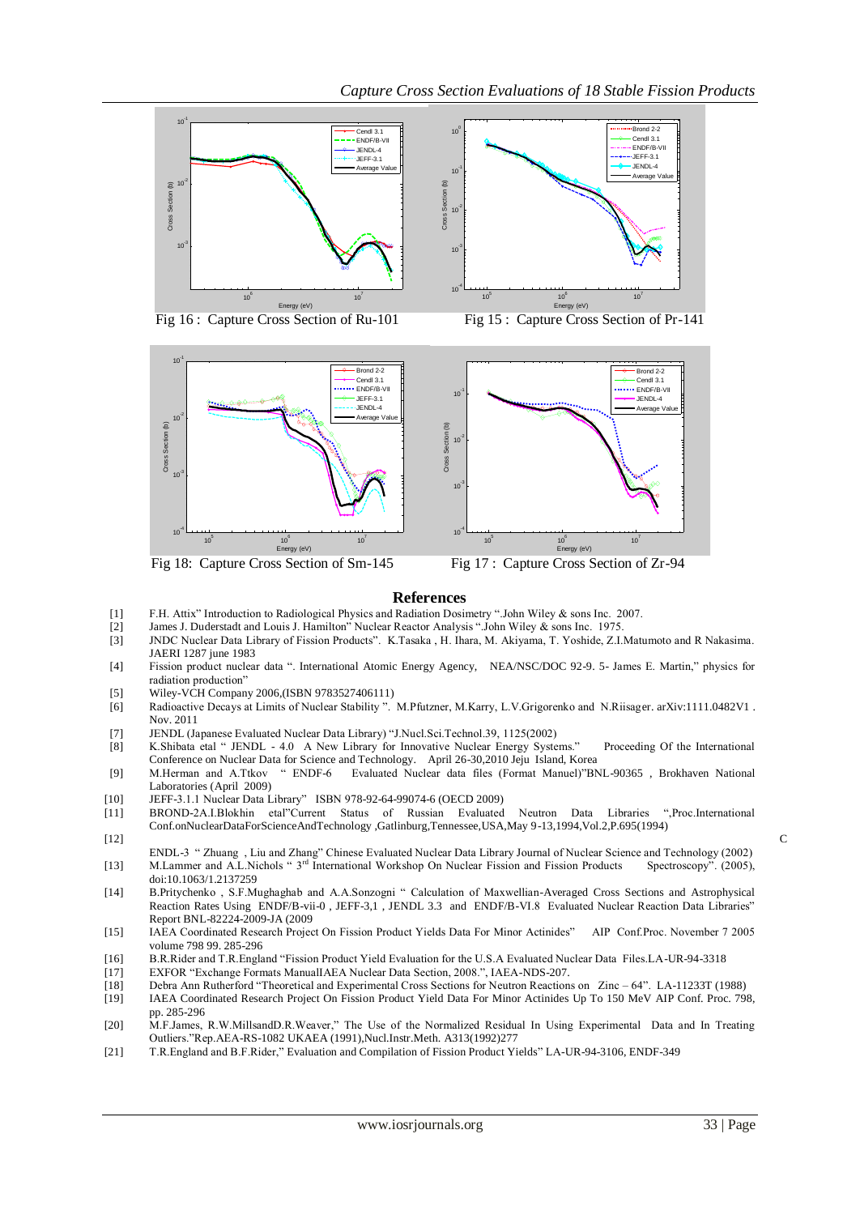10^-1

Cendl 3.1
ENDF/B-VII
JENDL-4
JEFF-3.1
Average Value

Cross Section (b)

Energy (eV)

Fig 16 : Capture Cross Section of Ru-101

Brond 2-2
Cendl 3.1
ENDF/B-VII
JEFF-3.1
JENDL-4
Average Value

Cross Section (b)

Energy (eV)

Fig 15 : Capture Cross Section of Pr-141

Brond 2-2
Cendl 3.1
ENDF/B-VII
JEFF-3.1
JENDL-4
Average Value

Cross Section (b)

Energy (eV)

Fig 18: Capture Cross Section of Sm-145

Brond 2-2
Cendl 3.1
ENDF/B-VII
JENDL-4
Average Value

Cross Section (b)

Energy (eV)

Fig 17 : Capture Cross Section of Zr-94

## References

[1] F.H. Attix" Introduction to Radiological Physics and Radiation Dosimetry ".John Wiley & sons Inc. 2007.

[2] James J. Duderstadt and Louis J. Hamilton" Nuclear Reactor Analysis ".John Wiley & sons Inc. 1975.

[3] JNDC Nuclear Data Library of Fission Products". K.Tasaka , H. Ihara, M. Akiyama, T. Yoshide, Z.I.Matumoto and R Nakasima. JAERI 1287 june 1983

[4] Fission product nuclear data ". International Atomic Energy Agency, NEA/NSC/DOC 92-9. 5- James E. Martin," physics for radiation production"

[5] Wiley-VCH Company 2006,(ISBN 9783527406111)

[6] Radioactive Decays at Limits of Nuclear Stability ". M.Pfutzner, M.Karry, L.V.Grigorenko and N.Riisager. arXiv:1111.0482V1 . Nov. 2011

[7] JENDL (Japanese Evaluated Nuclear Data Library) "J.Nucl.Sci.Technol.39, 1125(2002)

[8] K.Shibata etal " JENDL - 4.0 A New Library for Innovative Nuclear Energy Systems." Proceeding Of the International Conference on Nuclear Data for Science and Technology. April 26-30,2010 Jeju Island, Korea

[9] M.Herman and A.Ttkov " ENDF-6 Evaluated Nuclear data files (Format Manuel)"BNL-90365 , Brokhaven National Laboratories (April 2009)

[10] JEFF-3.1.1 Nuclear Data Library" ISBN 978-92-64-99074-6 (OECD 2009)

[11] BROND-2A.I.Blokhin etal"Current Status of Russian Evaluated Neutron Data Libraries ",Proc.International Conf.onNuclearDataForScienceAndTechnology ,Gatlinburg,Tennessee,USA,May 9-13,1994,Vol.2,P.695(1994)

[12] C ENDL-3 " Zhuang , Liu and Zhang" Chinese Evaluated Nuclear Data Library Journal of Nuclear Science and Technology (2002)

[13] M.Lammer and A.L.Nichols " 3rd International Workshop On Nuclear Fission and Fission Products Spectroscopy". (2005), doi:10.1063/1.2137259

[14] B.Pritychenko , S.F.Mughaghab and A.A.Sonzogni " Calculation of Maxwellian-Averaged Cross Sections and Astrophysical Reaction Rates Using ENDF/B-vii-0 , JEFF-3,1 , JENDL 3.3 and ENDF/B-VI.8 Evaluated Nuclear Reaction Data Libraries" Report BNL-82224-2009-JA (2009

[15] IAEA Coordinated Research Project On Fission Product Yields Data For Minor Actinides" AIP Conf.Proc. November 7 2005 volume 798 99. 285-296

[16] B.R.Rider and T.R.England "Fission Product Yield Evaluation for the U.S.A Evaluated Nuclear Data Files.LA-UR-94-3318

[17] EXFOR "Exchange Formats ManualIAEA Nuclear Data Section, 2008.", IAEA-NDS-207.

[18] Debra Ann Rutherford "Theoretical and Experimental Cross Sections for Neutron Reactions on Zinc – 64". LA-11233T (1988)

[19] IAEA Coordinated Research Project On Fission Product Yield Data For Minor Actinides Up To 150 MeV AIP Conf. Proc. 798, pp. 285-296

[20] M.F.James, R.W.MillsandD.R.Weaver," The Use of the Normalized Residual In Using Experimental Data and In Treating Outliers."Rep.AEA-RS-1082 UKAEA (1991),Nucl.Instr.Meth. A313(1992)277

[21] T.R.England and B.F.Rider," Evaluation and Compilation of Fission Product Yields" LA-UR-94-3106, ENDF-349